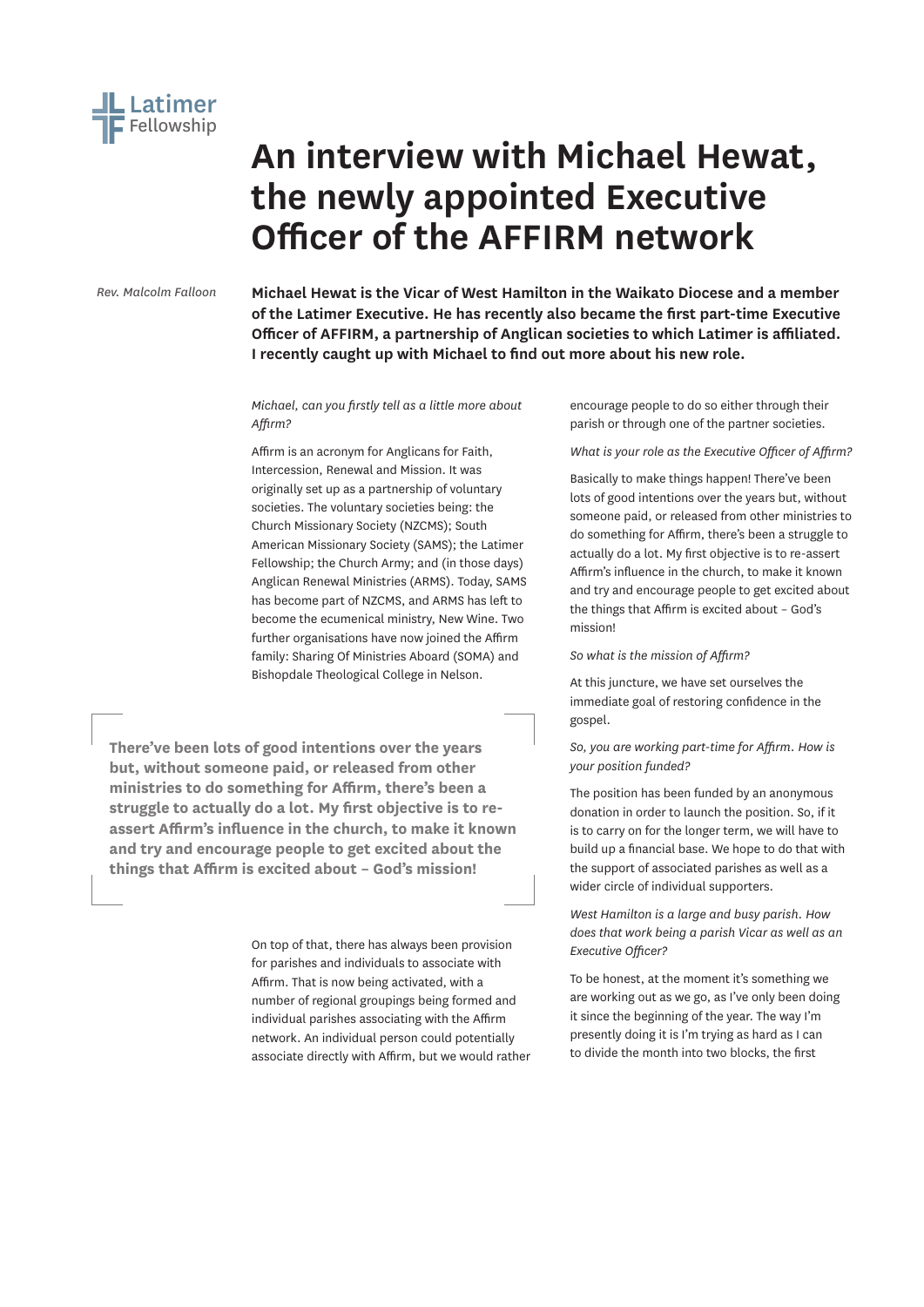Latimer Fellowship

# An interview with Michael Hewat, the newly appointed Executive Officer of the AFFIRM network

*Rev. Malcolm Falloon*

**Michael Hewat is the Vicar of West Hamilton in the Waikato Diocese and a member of the Latimer Executive. He has recently also became the first part-time Executive Officer of AFFIRM, a partnership of Anglican societies to which Latimer is affiliated. I recently caught up with Michael to find out more about his new role.**

*Michael, can you firstly tell as a little more about Affirm?*

Affirm is an acronym for Anglicans for Faith, Intercession, Renewal and Mission. It was originally set up as a partnership of voluntary societies. The voluntary societies being: the Church Missionary Society (NZCMS); South American Missionary Society (SAMS); the Latimer Fellowship; the Church Army; and (in those days) Anglican Renewal Ministries (ARMS). Today, SAMS has become part of NZCMS, and ARMS has left to become the ecumenical ministry, New Wine. Two further organisations have now joined the Affirm family: Sharing Of Ministries Aboard (SOMA) and Bishopdale Theological College in Nelson.

> **There've been lots of good intentions over the years but, without someone paid, or released from other ministries to do something for Affirm, there's been a struggle to actually do a lot. My first objective is to re-assert Affirm's influence in the church, to make it known and try and encourage people to get excited about the things that Affirm is excited about – God's mission!**

On top of that, there has always been provision for parishes and individuals to associate with Affirm. That is now being activated, with a number of regional groupings being formed and individual parishes associating with the Affirm network. An individual person could potentially associate directly with Affirm, but we would rather encourage people to do so either through their parish or through one of the partner societies.

*What is your role as the Executive Officer of Affirm?*

Basically to make things happen! There've been lots of good intentions over the years but, without someone paid, or released from other ministries to do something for Affirm, there's been a struggle to actually do a lot. My first objective is to re-assert Affirm's influence in the church, to make it known and try and encourage people to get excited about the things that Affirm is excited about – God's mission!

*So what is the mission of Affirm?*

At this juncture, we have set ourselves the immediate goal of restoring confidence in the gospel.

*So, you are working part-time for Affirm. How is your position funded?*

The position has been funded by an anonymous donation in order to launch the position. So, if it is to carry on for the longer term, we will have to build up a financial base. We hope to do that with the support of associated parishes as well as a wider circle of individual supporters.

*West Hamilton is a large and busy parish. How does that work being a parish Vicar as well as an Executive Officer?*

To be honest, at the moment it's something we are working out as we go, as I've only been doing it since the beginning of the year. The way I'm presently doing it is I'm trying as hard as I can to divide the month into two blocks, the first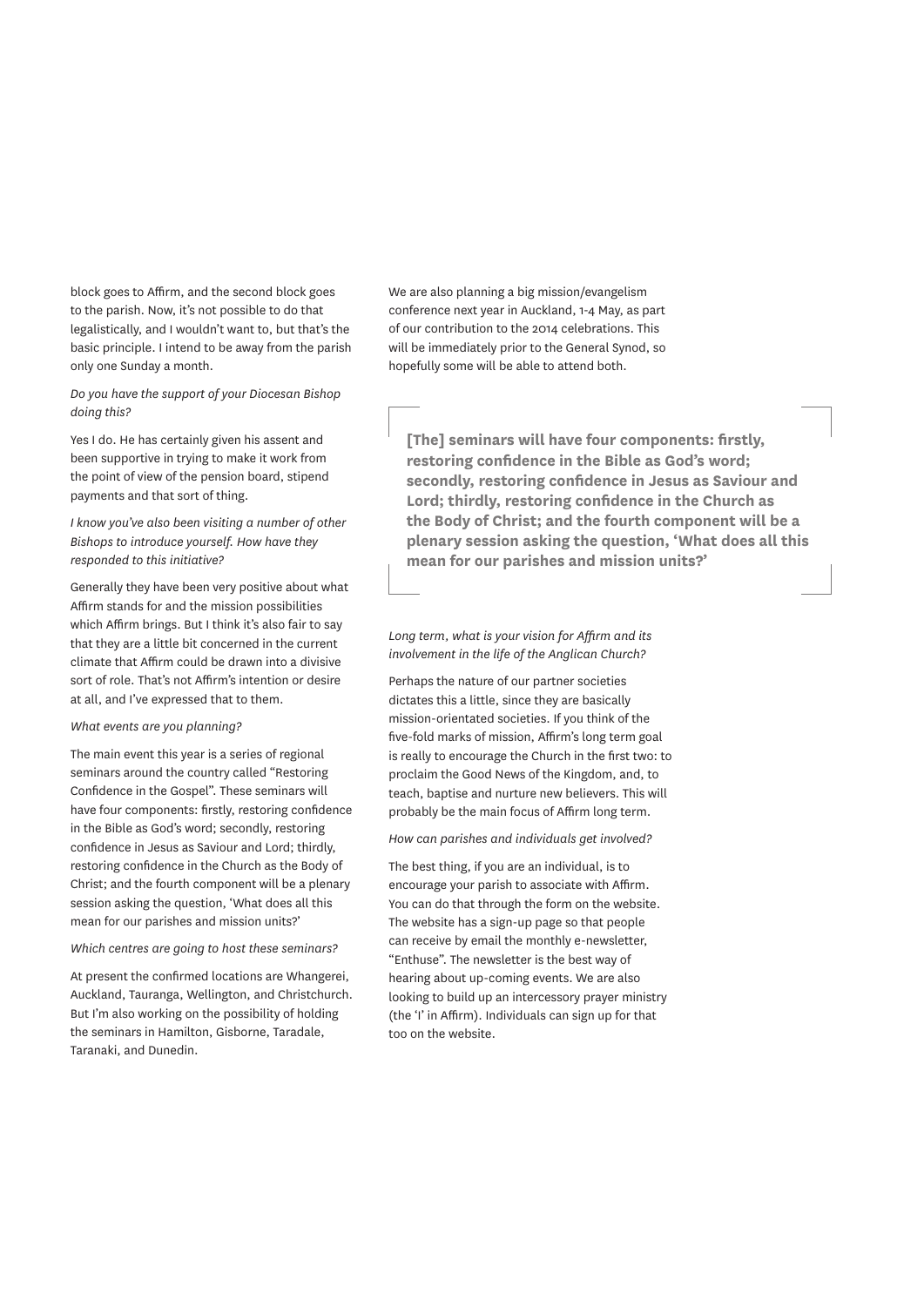block goes to Affirm, and the second block goes to the parish. Now, it's not possible to do that legalistically, and I wouldn't want to, but that's the basic principle. I intend to be away from the parish only one Sunday a month.

*Do you have the support of your Diocesan Bishop doing this?*

Yes I do. He has certainly given his assent and been supportive in trying to make it work from the point of view of the pension board, stipend payments and that sort of thing.

*I know you've also been visiting a number of other Bishops to introduce yourself. How have they responded to this initiative?*

Generally they have been very positive about what Affirm stands for and the mission possibilities which Affirm brings. But I think it's also fair to say that they are a little bit concerned in the current climate that Affirm could be drawn into a divisive sort of role. That's not Affirm's intention or desire at all, and I've expressed that to them.

*What events are you planning?*

The main event this year is a series of regional seminars around the country called "Restoring Confidence in the Gospel". These seminars will have four components: firstly, restoring confidence in the Bible as God's word; secondly, restoring confidence in Jesus as Saviour and Lord; thirdly, restoring confidence in the Church as the Body of Christ; and the fourth component will be a plenary session asking the question, 'What does all this mean for our parishes and mission units?'

*Which centres are going to host these seminars?*

At present the confirmed locations are Whangerei, Auckland, Tauranga, Wellington, and Christchurch. But I'm also working on the possibility of holding the seminars in Hamilton, Gisborne, Taradale, Taranaki, and Dunedin.

We are also planning a big mission/evangelism conference next year in Auckland, 1-4 May, as part of our contribution to the 2014 celebrations. This will be immediately prior to the General Synod, so hopefully some will be able to attend both.

> **[The] seminars will have four components: firstly, restoring confidence in the Bible as God's word; secondly, restoring confidence in Jesus as Saviour and Lord; thirdly, restoring confidence in the Church as the Body of Christ; and the fourth component will be a plenary session asking the question, 'What does all this mean for our parishes and mission units?'**

*Long term, what is your vision for Affirm and its involvement in the life of the Anglican Church?*

Perhaps the nature of our partner societies dictates this a little, since they are basically mission-orientated societies. If you think of the five-fold marks of mission, Affirm's long term goal is really to encourage the Church in the first two: to proclaim the Good News of the Kingdom, and, to teach, baptise and nurture new believers. This will probably be the main focus of Affirm long term.

*How can parishes and individuals get involved?*

The best thing, if you are an individual, is to encourage your parish to associate with Affirm. You can do that through the form on the website. The website has a sign-up page so that people can receive by email the monthly e-newsletter, "Enthuse". The newsletter is the best way of hearing about up-coming events. We are also looking to build up an intercessory prayer ministry (the 'I' in Affirm). Individuals can sign up for that too on the website.